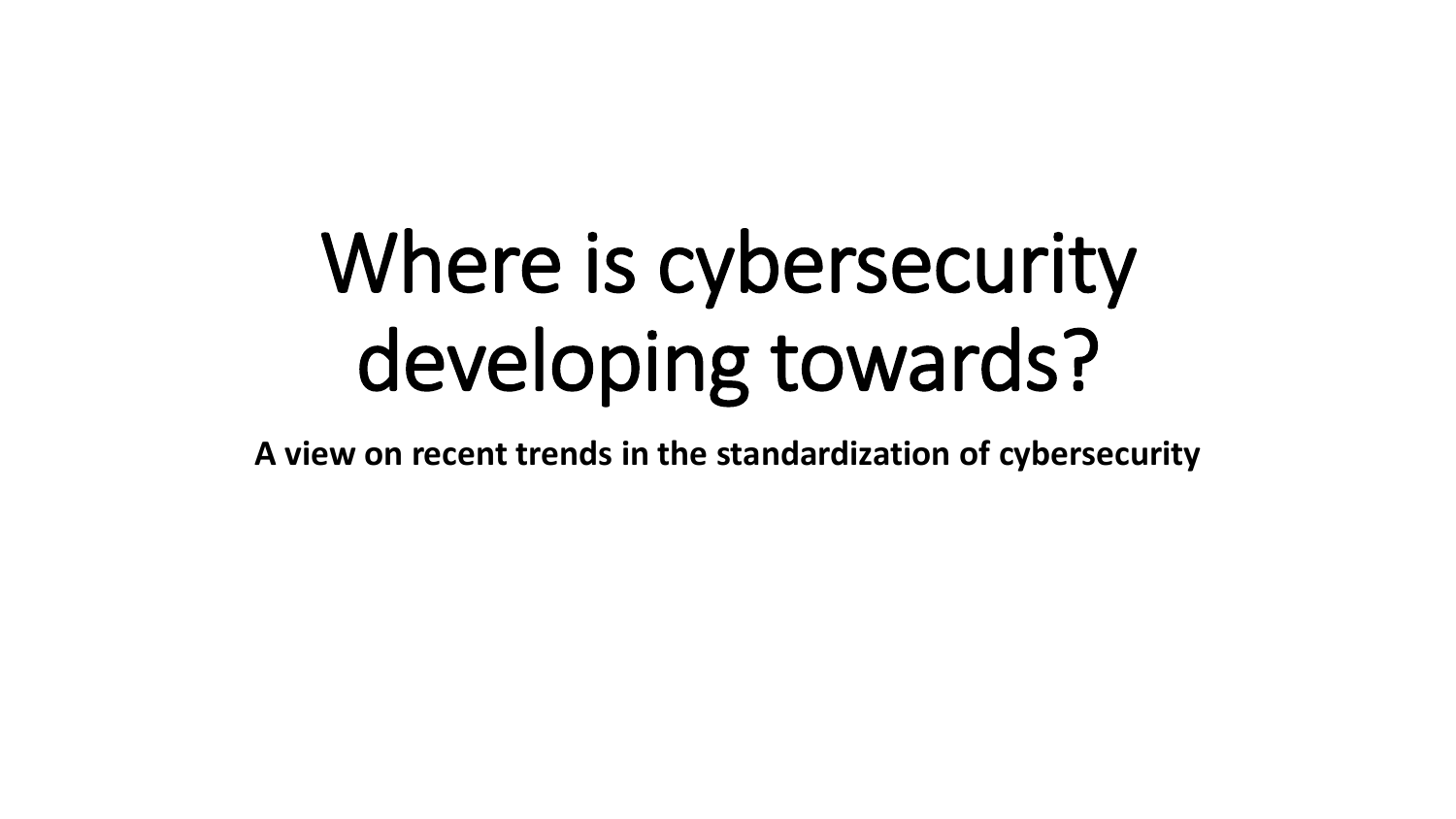# Where is cybersecurity developing towards?

**A view on recent trends in the standardization of cybersecurity**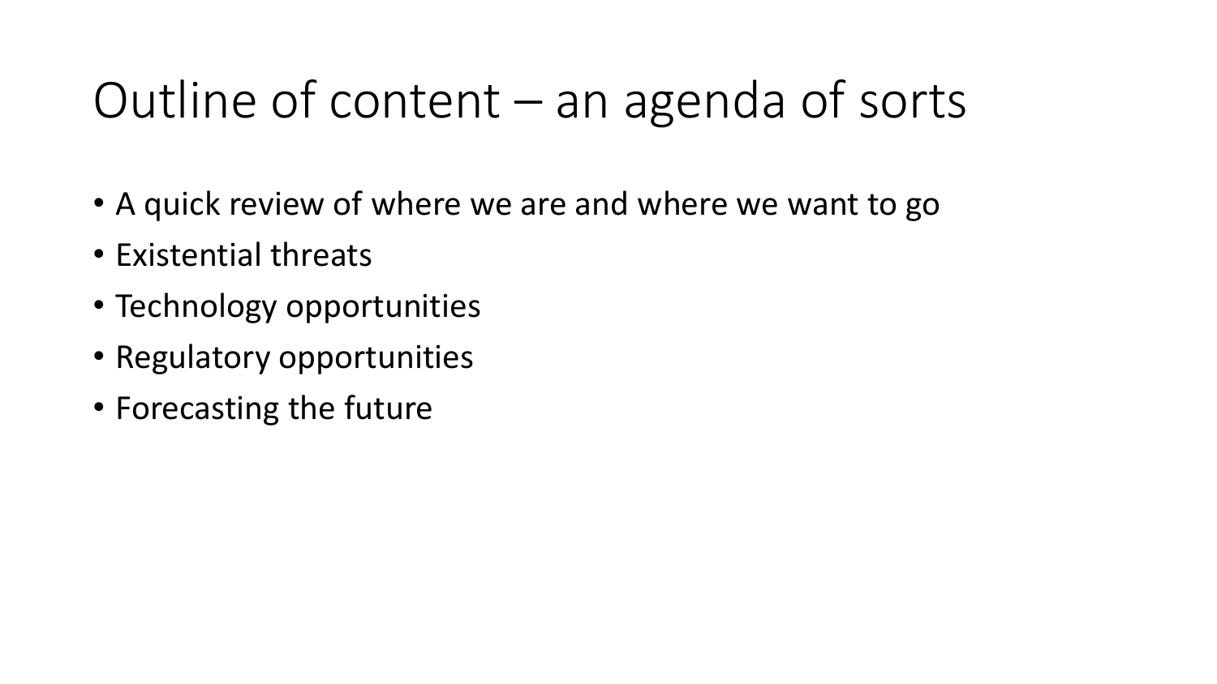# Outline of content – an agenda of sorts

- A quick review of where we are and where we want to go
- Existential threats
- Technology opportunities
- Regulatory opportunities
- Forecasting the future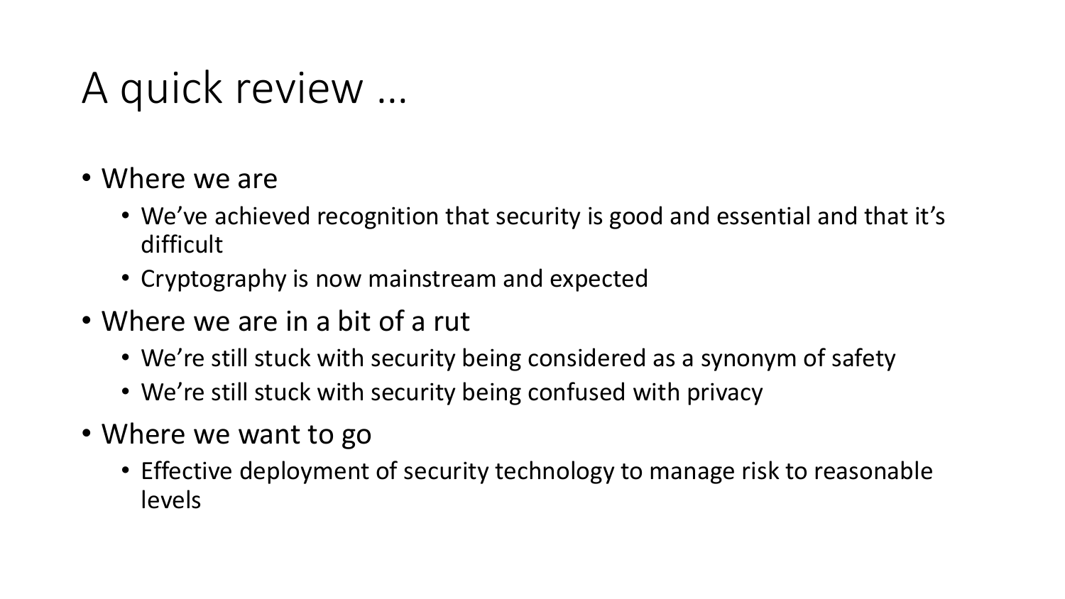# A quick review …

- Where we are
  - We've achieved recognition that security is good and essential and that it's difficult
  - Cryptography is now mainstream and expected
- Where we are in a bit of a rut
  - We're still stuck with security being considered as a synonym of safety
  - We're still stuck with security being confused with privacy
- Where we want to go
  - Effective deployment of security technology to manage risk to reasonable levels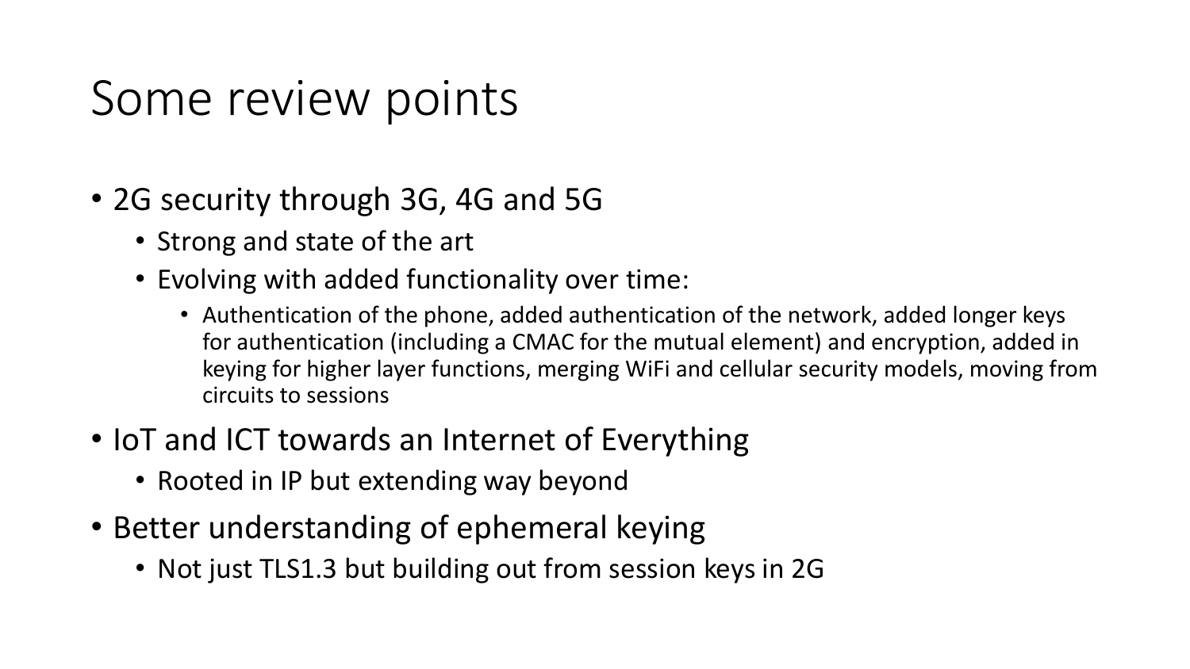# Some review points

- 2G security through 3G, 4G and 5G
  - Strong and state of the art
  - Evolving with added functionality over time:
    - Authentication of the phone, added authentication of the network, added longer keys for authentication (including a CMAC for the mutual element) and encryption, added in keying for higher layer functions, merging WiFi and cellular security models, moving from circuits to sessions
- IoT and ICT towards an Internet of Everything
  - Rooted in IP but extending way beyond
- Better understanding of ephemeral keying
  - Not just TLS1.3 but building out from session keys in 2G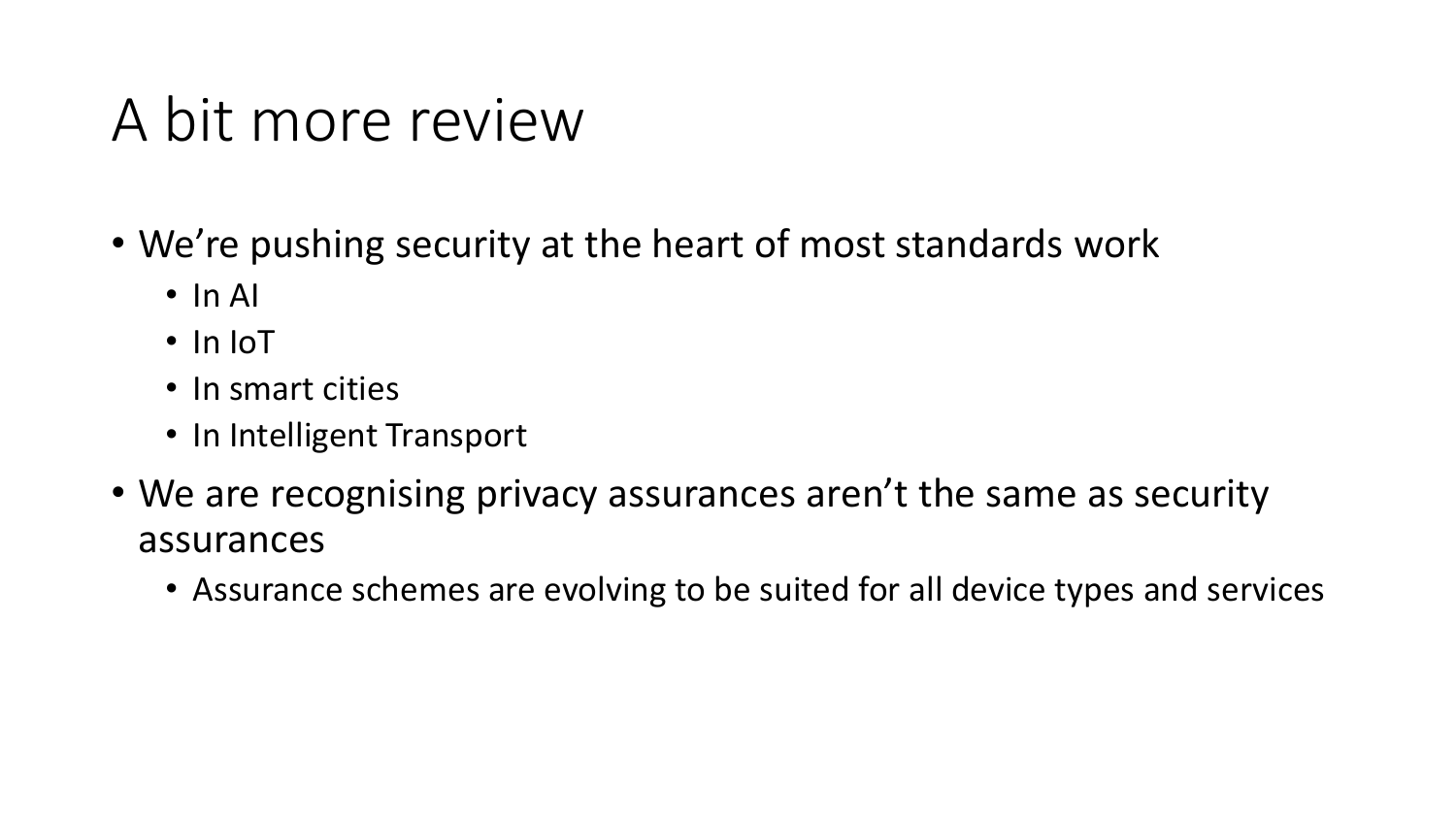# A bit more review

- We're pushing security at the heart of most standards work
  - In AI
  - In IoT
  - In smart cities
  - In Intelligent Transport
- We are recognising privacy assurances aren't the same as security assurances
  - Assurance schemes are evolving to be suited for all device types and services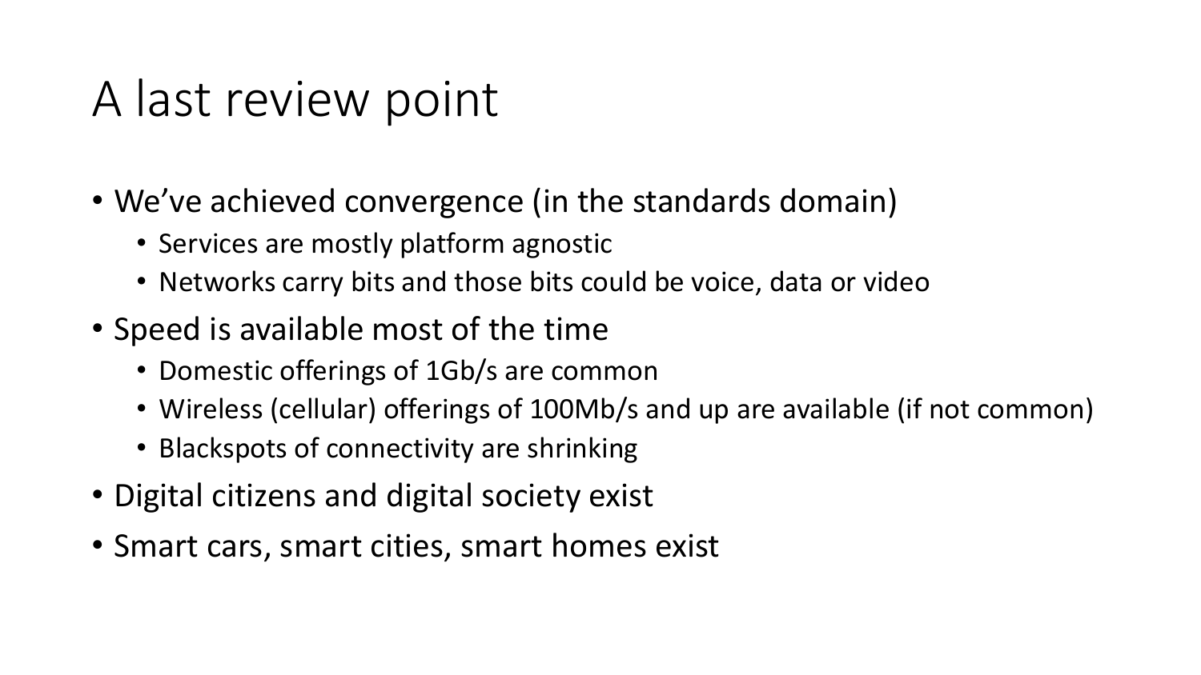# A last review point

- We've achieved convergence (in the standards domain)
  - Services are mostly platform agnostic
  - Networks carry bits and those bits could be voice, data or video
- Speed is available most of the time
  - Domestic offerings of 1Gb/s are common
  - Wireless (cellular) offerings of 100Mb/s and up are available (if not common)
  - Blackspots of connectivity are shrinking
- Digital citizens and digital society exist
- Smart cars, smart cities, smart homes exist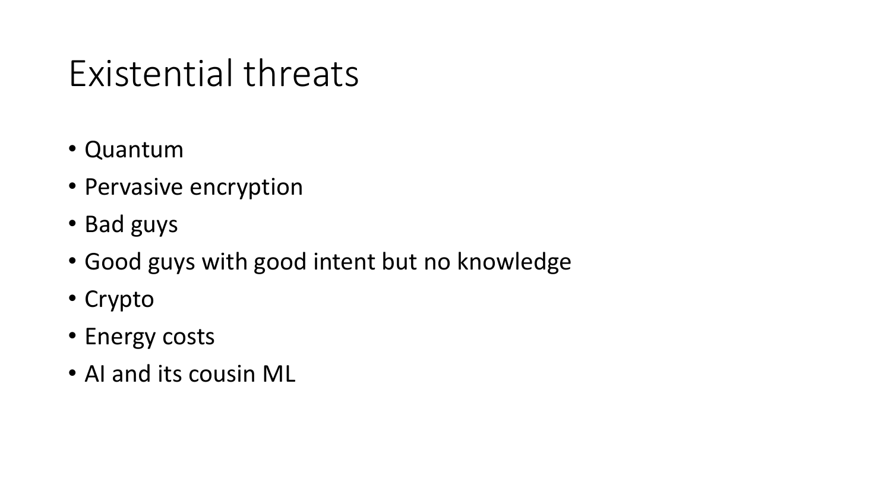# Existential threats

- Quantum
- Pervasive encryption
- Bad guys
- Good guys with good intent but no knowledge
- Crypto
- Energy costs
- AI and its cousin ML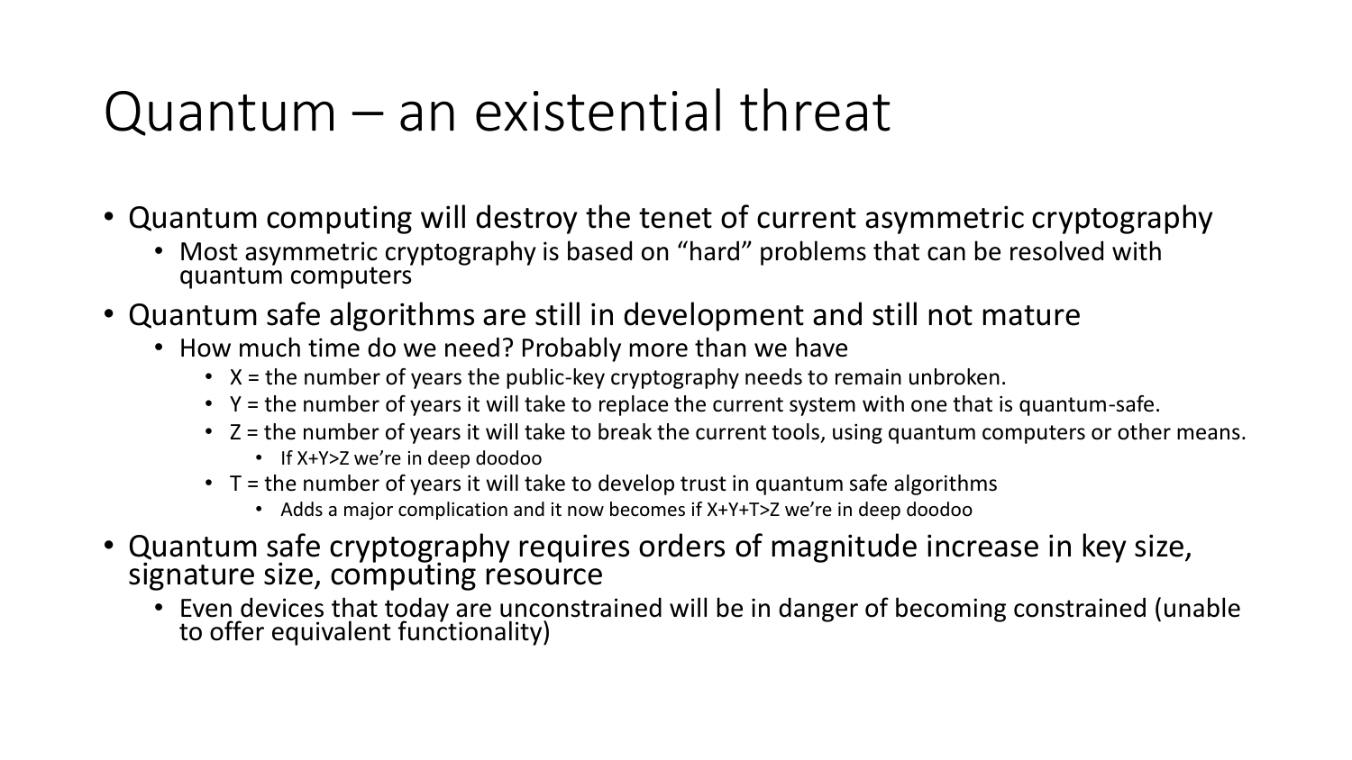# Quantum – an existential threat

- Quantum computing will destroy the tenet of current asymmetric cryptography
  - Most asymmetric cryptography is based on “hard” problems that can be resolved with quantum computers
- Quantum safe algorithms are still in development and still not mature
  - How much time do we need? Probably more than we have
    - X = the number of years the public-key cryptography needs to remain unbroken.
    - Y = the number of years it will take to replace the current system with one that is quantum-safe.
    - Z = the number of years it will take to break the current tools, using quantum computers or other means.
      - If X+Y>Z we’re in deep doodoo
    - T = the number of years it will take to develop trust in quantum safe algorithms
      - Adds a major complication and it now becomes if X+Y+T>Z we’re in deep doodoo
- Quantum safe cryptography requires orders of magnitude increase in key size, signature size, computing resource
  - Even devices that today are unconstrained will be in danger of becoming constrained (unable to offer equivalent functionality)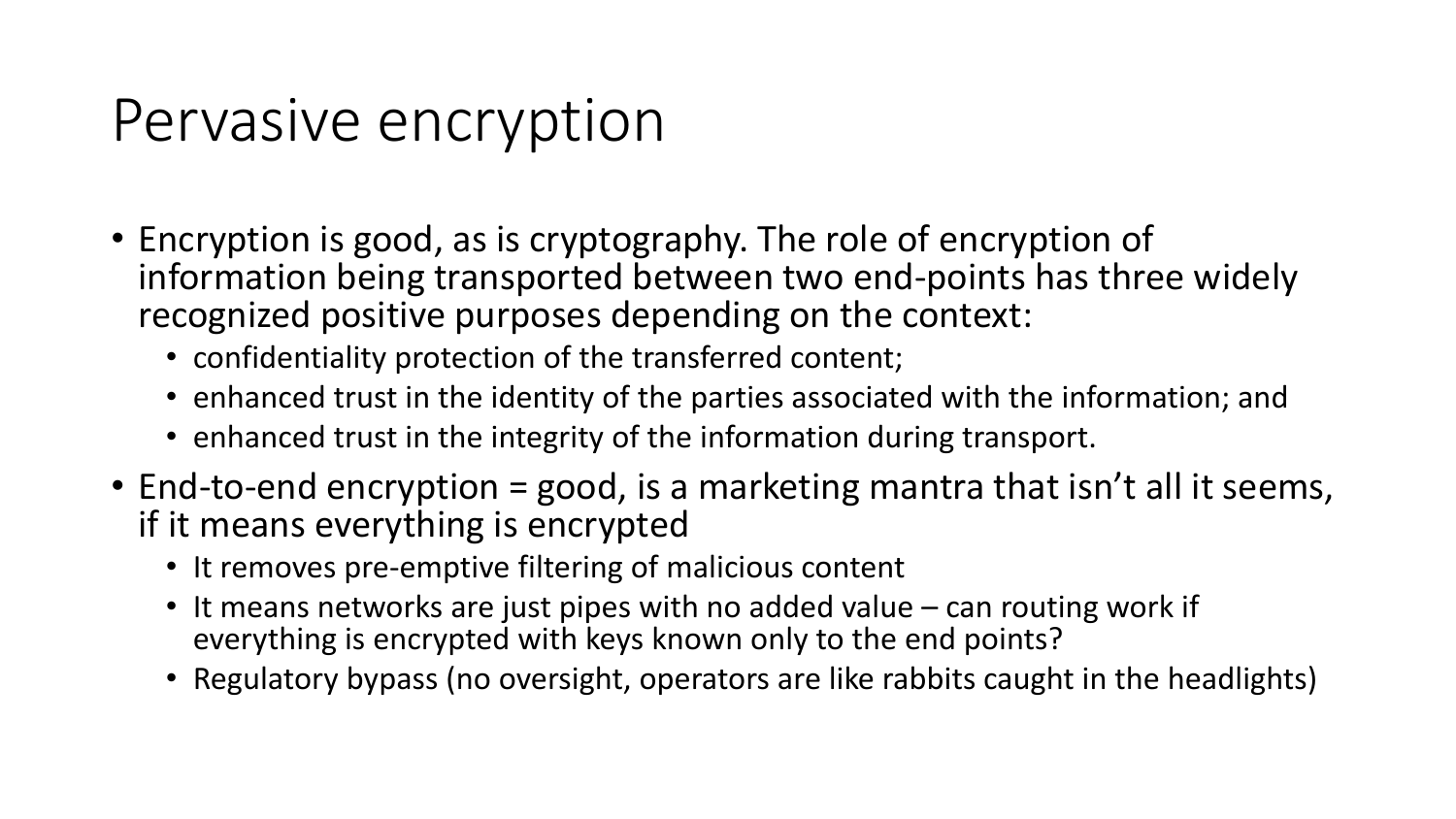# Pervasive encryption

- Encryption is good, as is cryptography. The role of encryption of information being transported between two end-points has three widely recognized positive purposes depending on the context:
  - confidentiality protection of the transferred content;
  - enhanced trust in the identity of the parties associated with the information; and
  - enhanced trust in the integrity of the information during transport.
- End-to-end encryption = good, is a marketing mantra that isn't all it seems, if it means everything is encrypted
  - It removes pre-emptive filtering of malicious content
  - It means networks are just pipes with no added value – can routing work if everything is encrypted with keys known only to the end points?
  - Regulatory bypass (no oversight, operators are like rabbits caught in the headlights)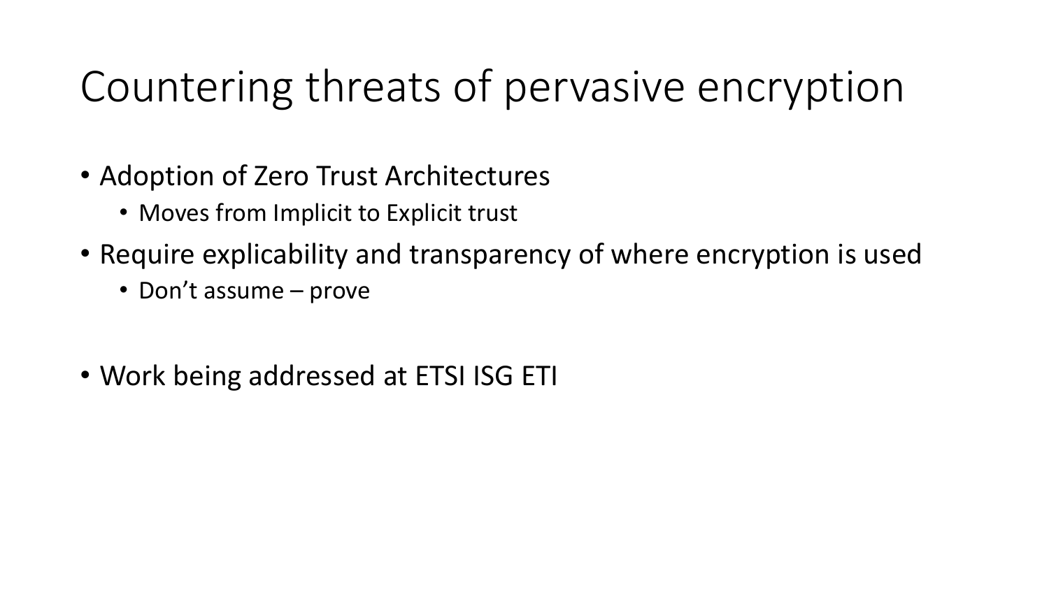# Countering threats of pervasive encryption

- Adoption of Zero Trust Architectures
  - Moves from Implicit to Explicit trust
- Require explicability and transparency of where encryption is used
  - Don't assume – prove
- Work being addressed at ETSI ISG ETI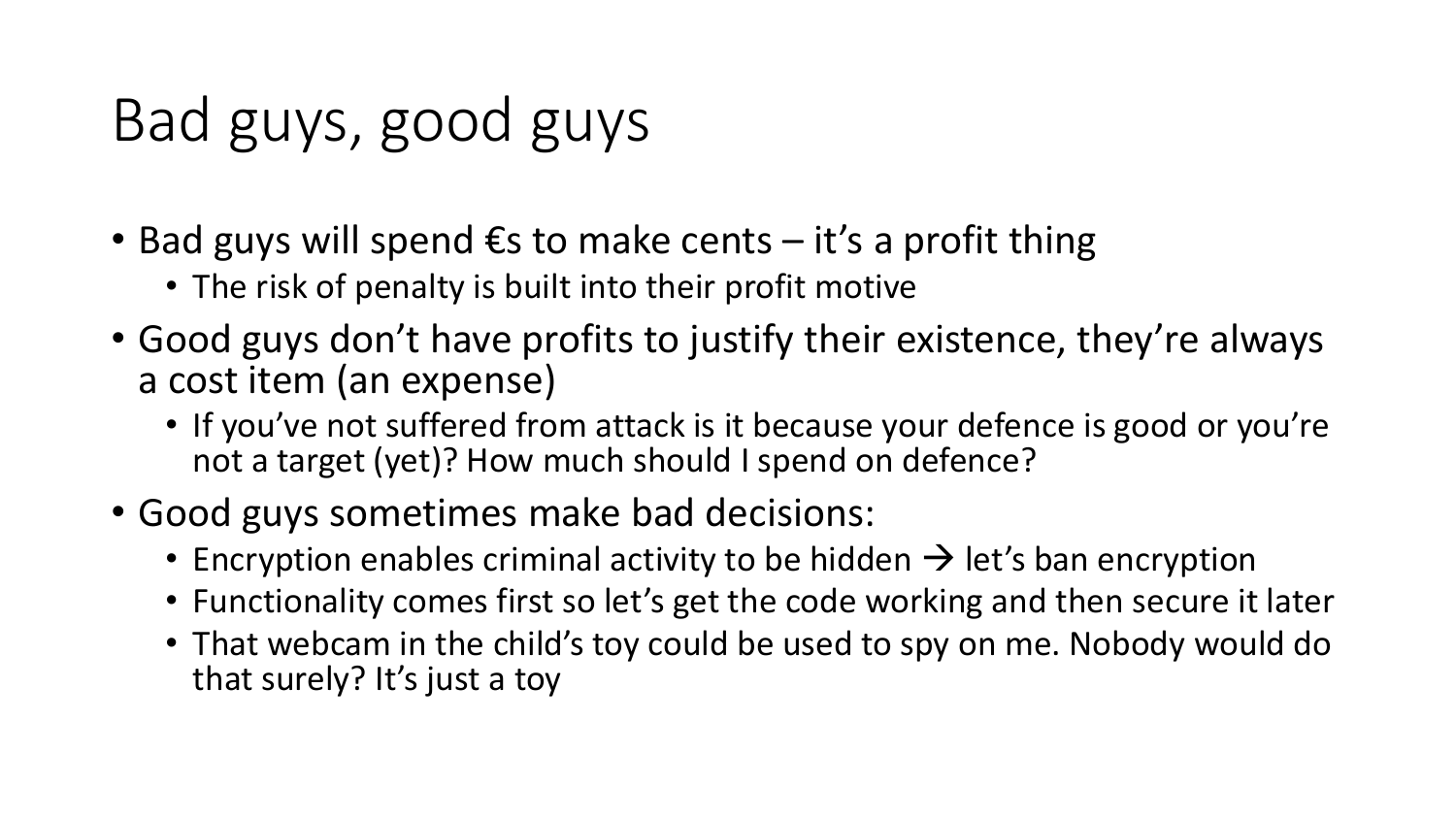# Bad guys, good guys

- Bad guys will spend €s to make cents – it's a profit thing
  - The risk of penalty is built into their profit motive
- Good guys don't have profits to justify their existence, they're always a cost item (an expense)
  - If you've not suffered from attack is it because your defence is good or you're not a target (yet)? How much should I spend on defence?
- Good guys sometimes make bad decisions:
  - Encryption enables criminal activity to be hidden → let's ban encryption
  - Functionality comes first so let's get the code working and then secure it later
  - That webcam in the child's toy could be used to spy on me. Nobody would do that surely? It's just a toy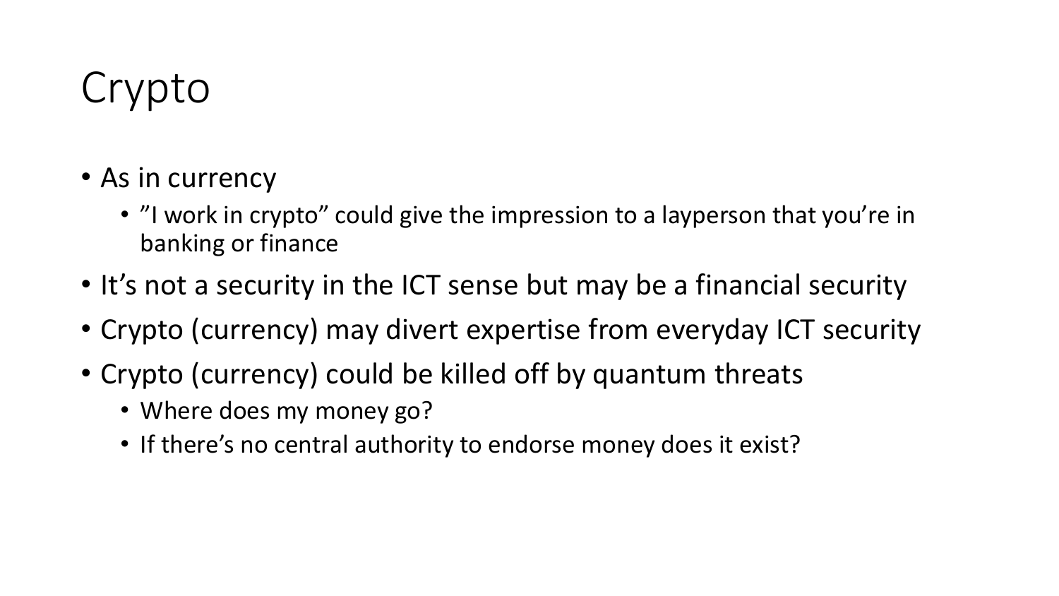# Crypto

- As in currency
  - ”I work in crypto” could give the impression to a layperson that you’re in banking or finance
- It’s not a security in the ICT sense but may be a financial security
- Crypto (currency) may divert expertise from everyday ICT security
- Crypto (currency) could be killed off by quantum threats
  - Where does my money go?
  - If there’s no central authority to endorse money does it exist?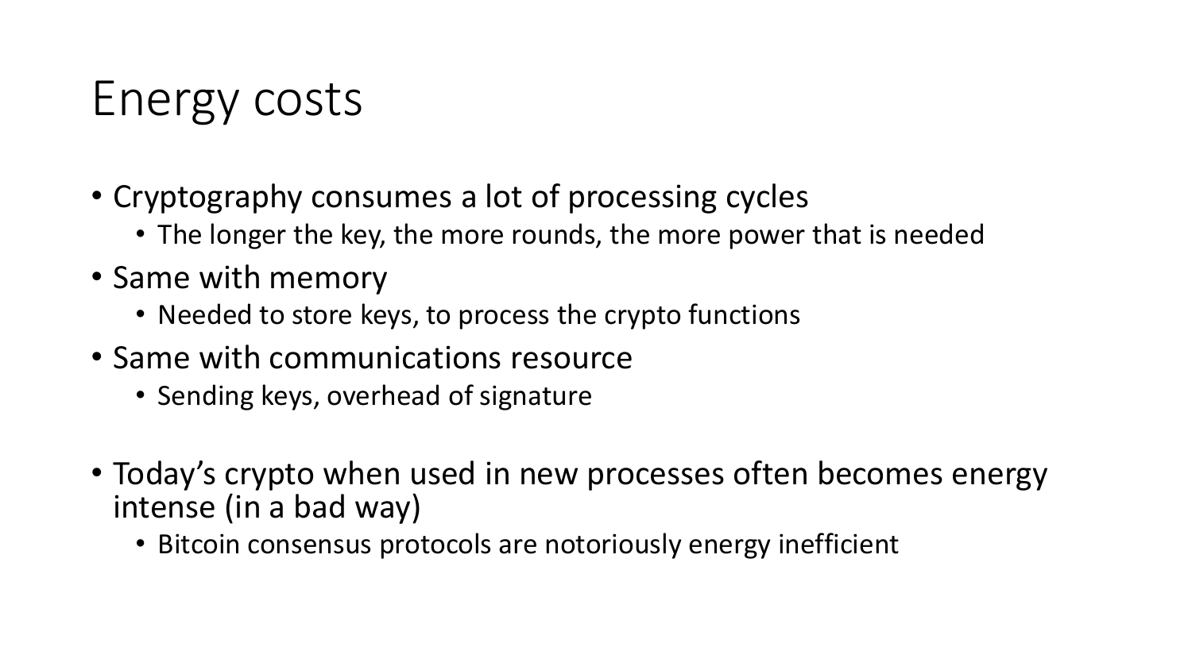# Energy costs

- Cryptography consumes a lot of processing cycles
  - The longer the key, the more rounds, the more power that is needed
- Same with memory
  - Needed to store keys, to process the crypto functions
- Same with communications resource
  - Sending keys, overhead of signature
- Today’s crypto when used in new processes often becomes energy intense (in a bad way)
  - Bitcoin consensus protocols are notoriously energy inefficient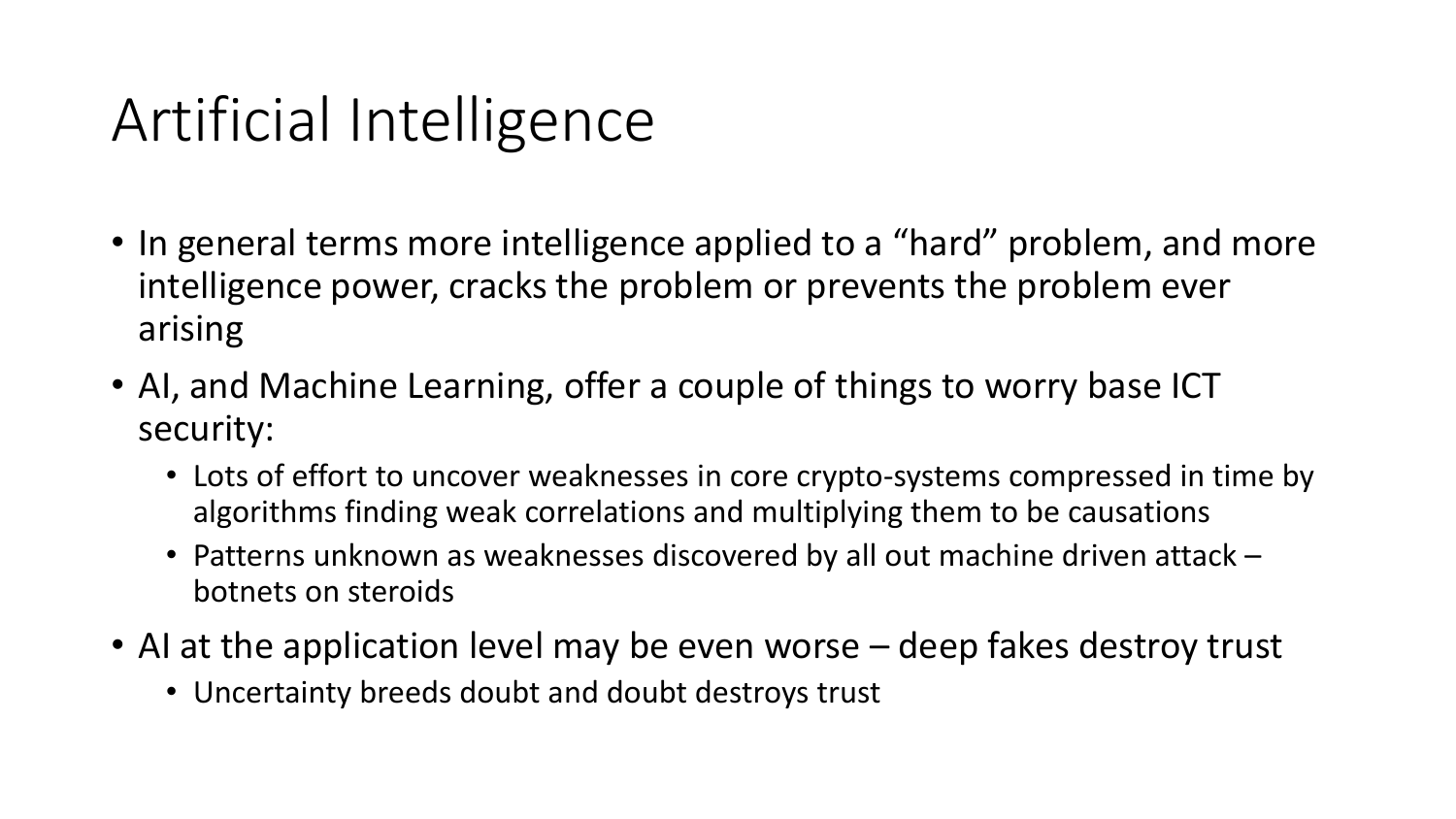# Artificial Intelligence

- In general terms more intelligence applied to a “hard” problem, and more intelligence power, cracks the problem or prevents the problem ever arising
- AI, and Machine Learning, offer a couple of things to worry base ICT security:
  - Lots of effort to uncover weaknesses in core crypto-systems compressed in time by algorithms finding weak correlations and multiplying them to be causations
  - Patterns unknown as weaknesses discovered by all out machine driven attack – botnets on steroids
- AI at the application level may be even worse – deep fakes destroy trust
  - Uncertainty breeds doubt and doubt destroys trust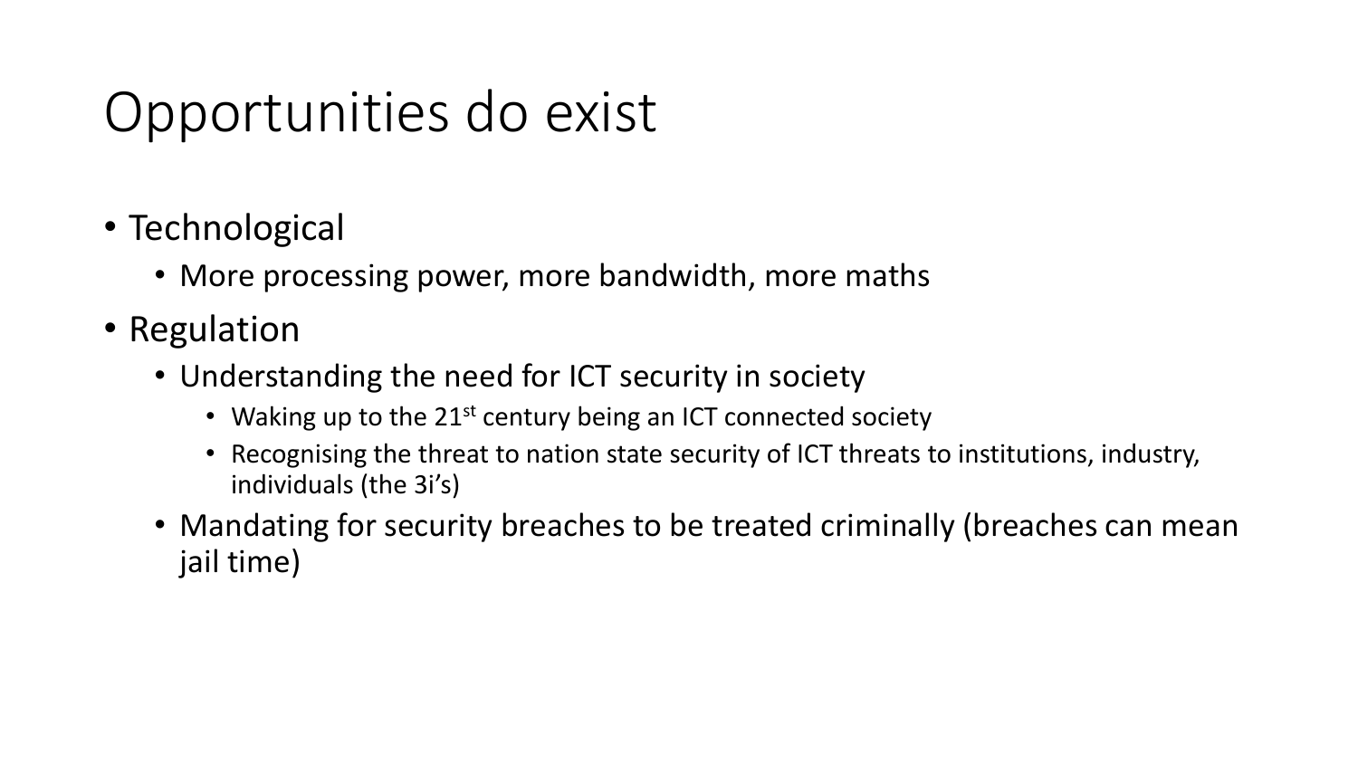# Opportunities do exist

- Technological
  - More processing power, more bandwidth, more maths
- Regulation
  - Understanding the need for ICT security in society
    - Waking up to the 21st century being an ICT connected society
    - Recognising the threat to nation state security of ICT threats to institutions, industry, individuals (the 3i's)
  - Mandating for security breaches to be treated criminally (breaches can mean jail time)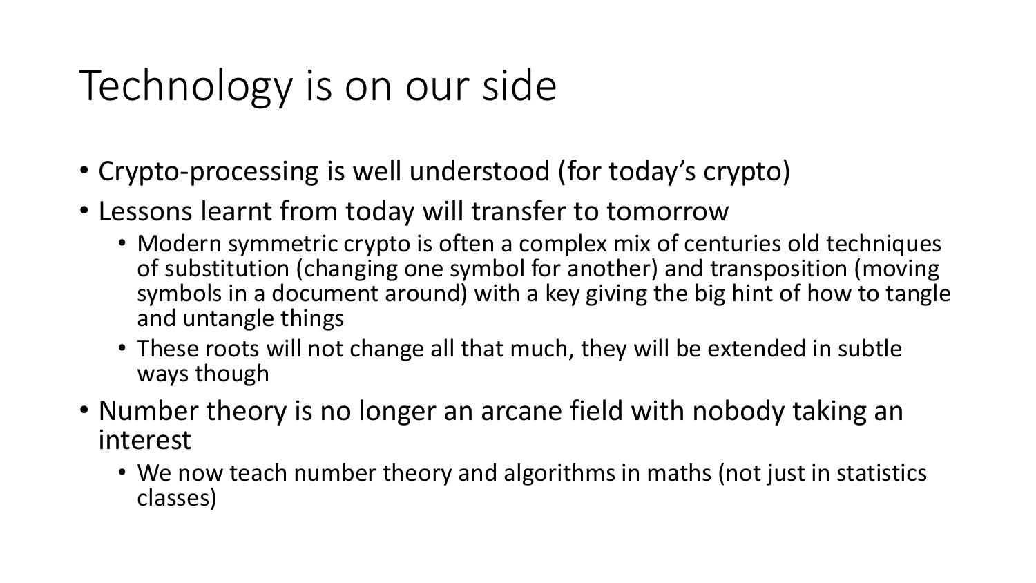# Technology is on our side

- Crypto-processing is well understood (for today's crypto)
- Lessons learnt from today will transfer to tomorrow
  - Modern symmetric crypto is often a complex mix of centuries old techniques of substitution (changing one symbol for another) and transposition (moving symbols in a document around) with a key giving the big hint of how to tangle and untangle things
  - These roots will not change all that much, they will be extended in subtle ways though
- Number theory is no longer an arcane field with nobody taking an interest
  - We now teach number theory and algorithms in maths (not just in statistics classes)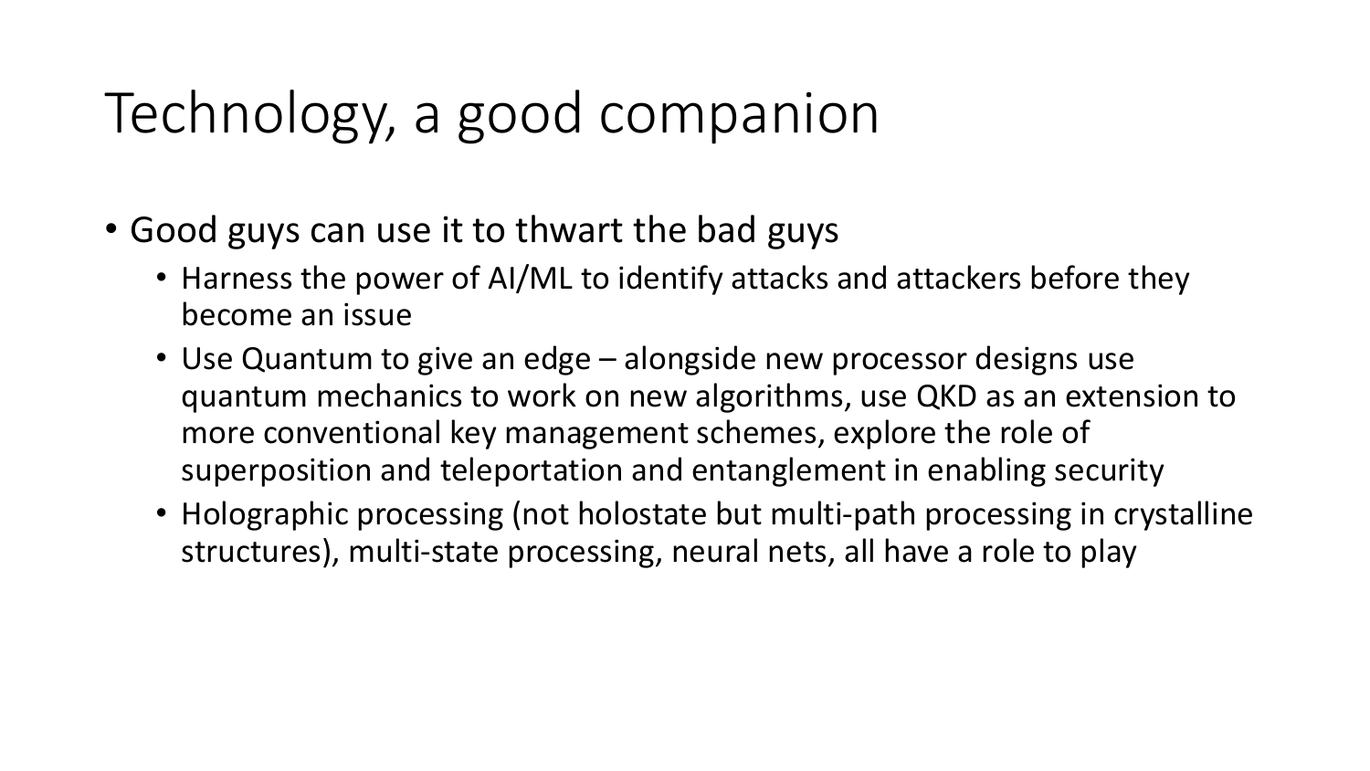# Technology, a good companion

- Good guys can use it to thwart the bad guys
  - Harness the power of AI/ML to identify attacks and attackers before they become an issue
  - Use Quantum to give an edge – alongside new processor designs use quantum mechanics to work on new algorithms, use QKD as an extension to more conventional key management schemes, explore the role of superposition and teleportation and entanglement in enabling security
  - Holographic processing (not holostate but multi-path processing in crystalline structures), multi-state processing, neural nets, all have a role to play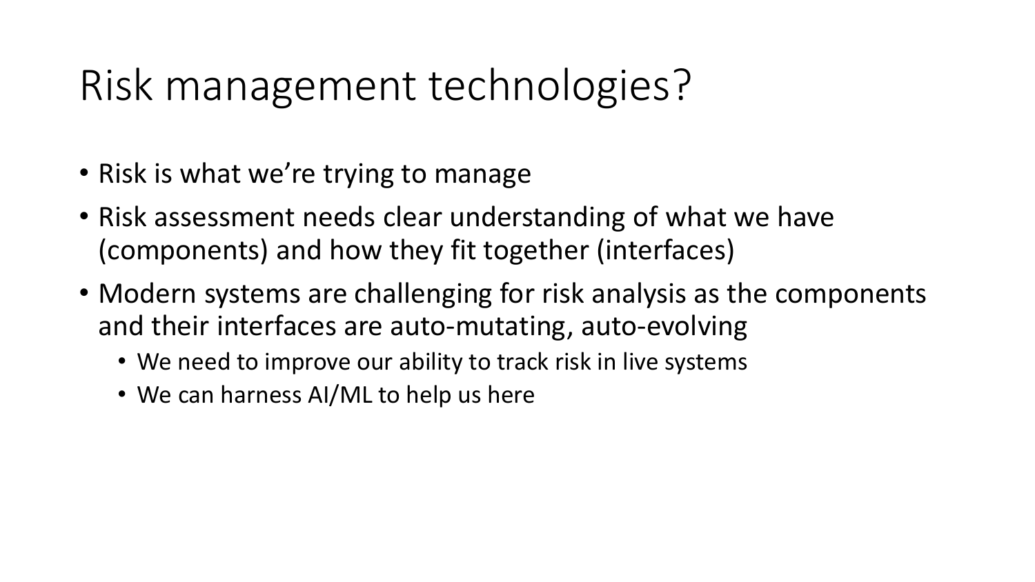# Risk management technologies?

- Risk is what we're trying to manage
- Risk assessment needs clear understanding of what we have (components) and how they fit together (interfaces)
- Modern systems are challenging for risk analysis as the components and their interfaces are auto-mutating, auto-evolving
  - We need to improve our ability to track risk in live systems
  - We can harness AI/ML to help us here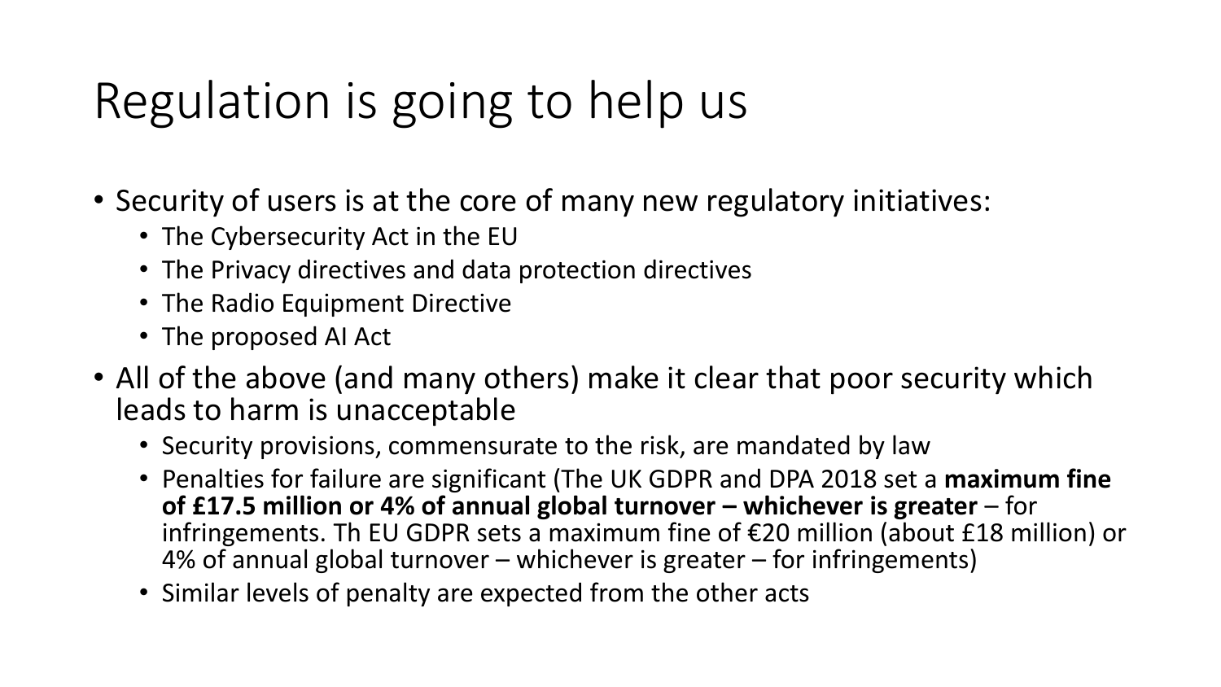# Regulation is going to help us

- Security of users is at the core of many new regulatory initiatives:
  - The Cybersecurity Act in the EU
  - The Privacy directives and data protection directives
  - The Radio Equipment Directive
  - The proposed AI Act
- All of the above (and many others) make it clear that poor security which leads to harm is unacceptable
  - Security provisions, commensurate to the risk, are mandated by law
  - Penalties for failure are significant (The UK GDPR and DPA 2018 set a **maximum fine of £17.5 million or 4% of annual global turnover – whichever is greater** – for infringements. Th EU GDPR sets a maximum fine of €20 million (about £18 million) or 4% of annual global turnover – whichever is greater – for infringements)
  - Similar levels of penalty are expected from the other acts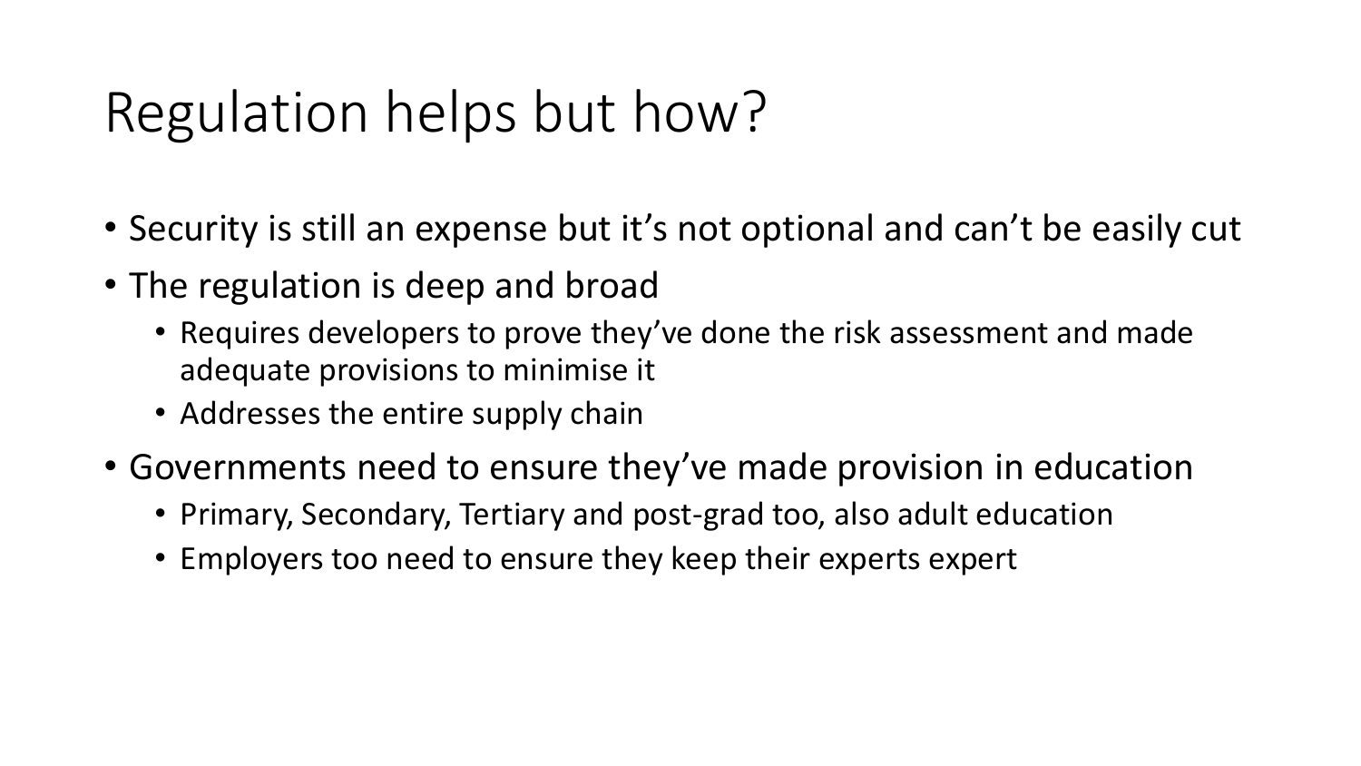# Regulation helps but how?

- Security is still an expense but it's not optional and can't be easily cut
- The regulation is deep and broad
  - Requires developers to prove they've done the risk assessment and made adequate provisions to minimise it
  - Addresses the entire supply chain
- Governments need to ensure they've made provision in education
  - Primary, Secondary, Tertiary and post-grad too, also adult education
  - Employers too need to ensure they keep their experts expert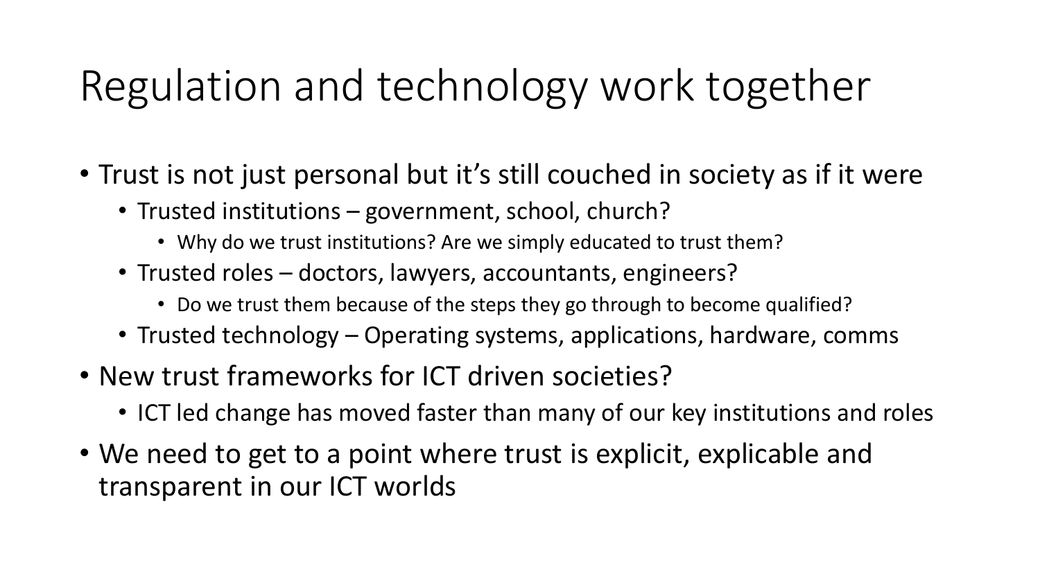# Regulation and technology work together

- Trust is not just personal but it's still couched in society as if it were
  - Trusted institutions – government, school, church?
    - Why do we trust institutions? Are we simply educated to trust them?
  - Trusted roles – doctors, lawyers, accountants, engineers?
    - Do we trust them because of the steps they go through to become qualified?
  - Trusted technology – Operating systems, applications, hardware, comms
- New trust frameworks for ICT driven societies?
  - ICT led change has moved faster than many of our key institutions and roles
- We need to get to a point where trust is explicit, explicable and transparent in our ICT worlds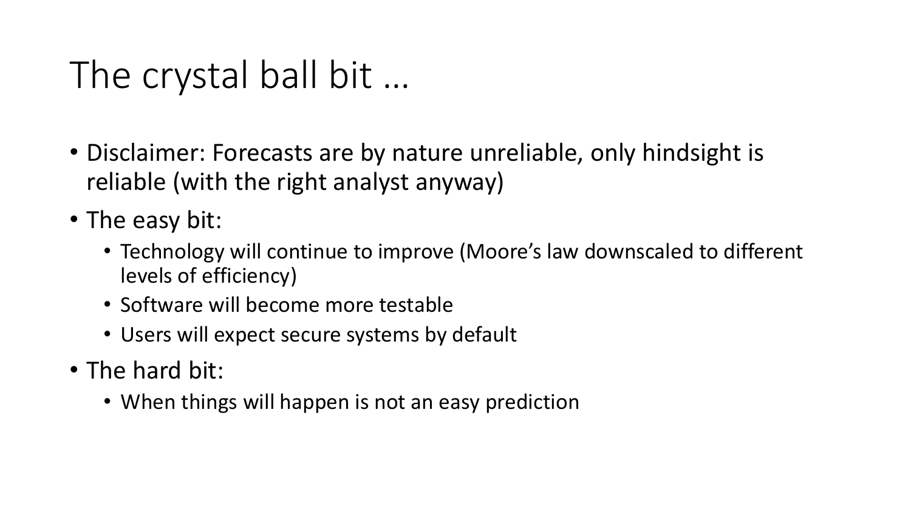# The crystal ball bit …

- Disclaimer: Forecasts are by nature unreliable, only hindsight is reliable (with the right analyst anyway)
- The easy bit:
  - Technology will continue to improve (Moore's law downscaled to different levels of efficiency)
  - Software will become more testable
  - Users will expect secure systems by default
- The hard bit:
  - When things will happen is not an easy prediction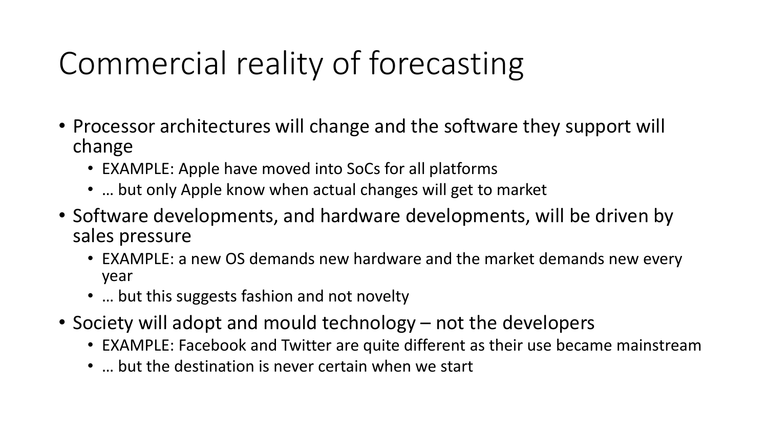# Commercial reality of forecasting

- Processor architectures will change and the software they support will change
  - EXAMPLE: Apple have moved into SoCs for all platforms
  - … but only Apple know when actual changes will get to market
- Software developments, and hardware developments, will be driven by sales pressure
  - EXAMPLE: a new OS demands new hardware and the market demands new every year
  - … but this suggests fashion and not novelty
- Society will adopt and mould technology – not the developers
  - EXAMPLE: Facebook and Twitter are quite different as their use became mainstream
  - … but the destination is never certain when we start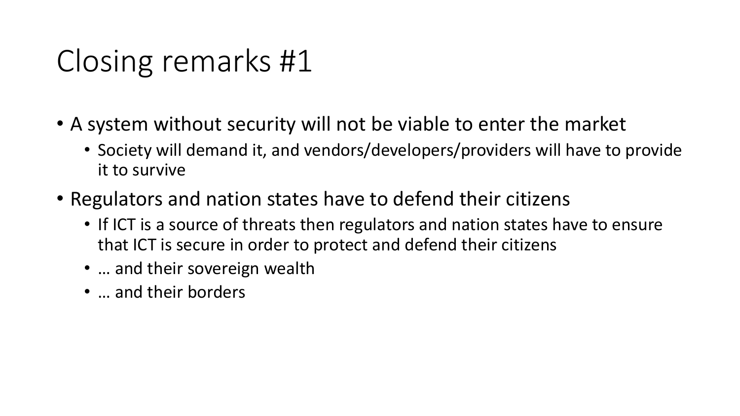# Closing remarks #1

- A system without security will not be viable to enter the market
  - Society will demand it, and vendors/developers/providers will have to provide it to survive
- Regulators and nation states have to defend their citizens
  - If ICT is a source of threats then regulators and nation states have to ensure that ICT is secure in order to protect and defend their citizens
  - … and their sovereign wealth
  - … and their borders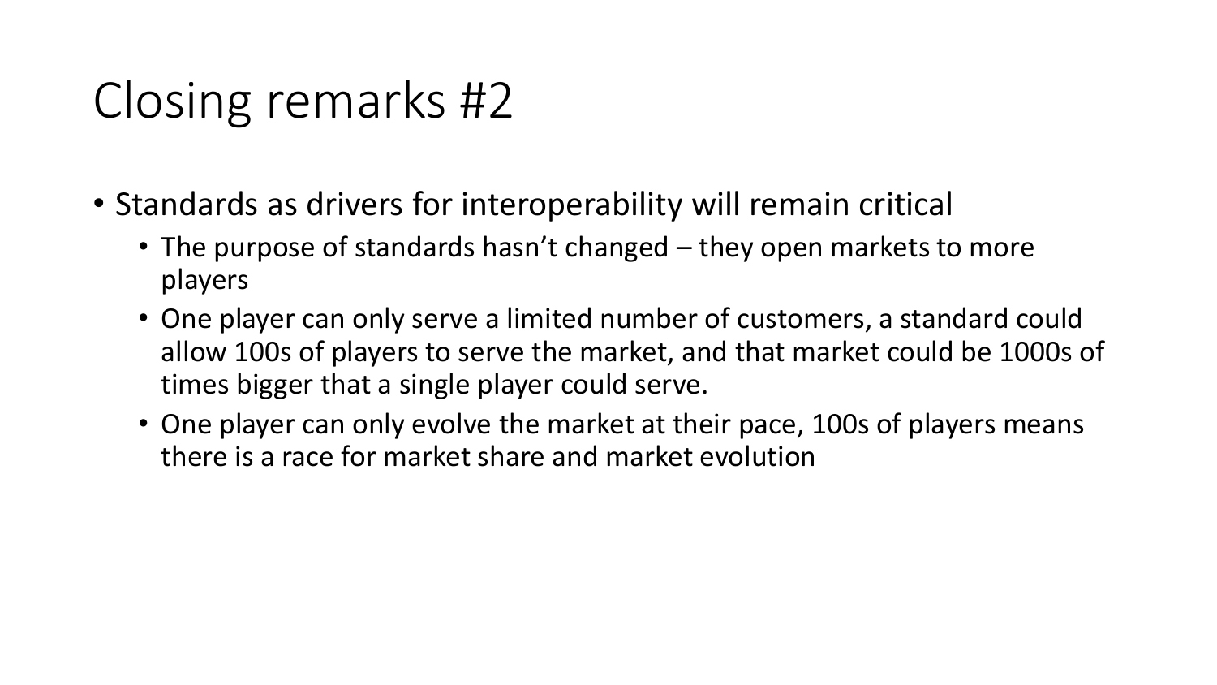# Closing remarks #2

- Standards as drivers for interoperability will remain critical
  - The purpose of standards hasn't changed – they open markets to more players
  - One player can only serve a limited number of customers, a standard could allow 100s of players to serve the market, and that market could be 1000s of times bigger that a single player could serve.
  - One player can only evolve the market at their pace, 100s of players means there is a race for market share and market evolution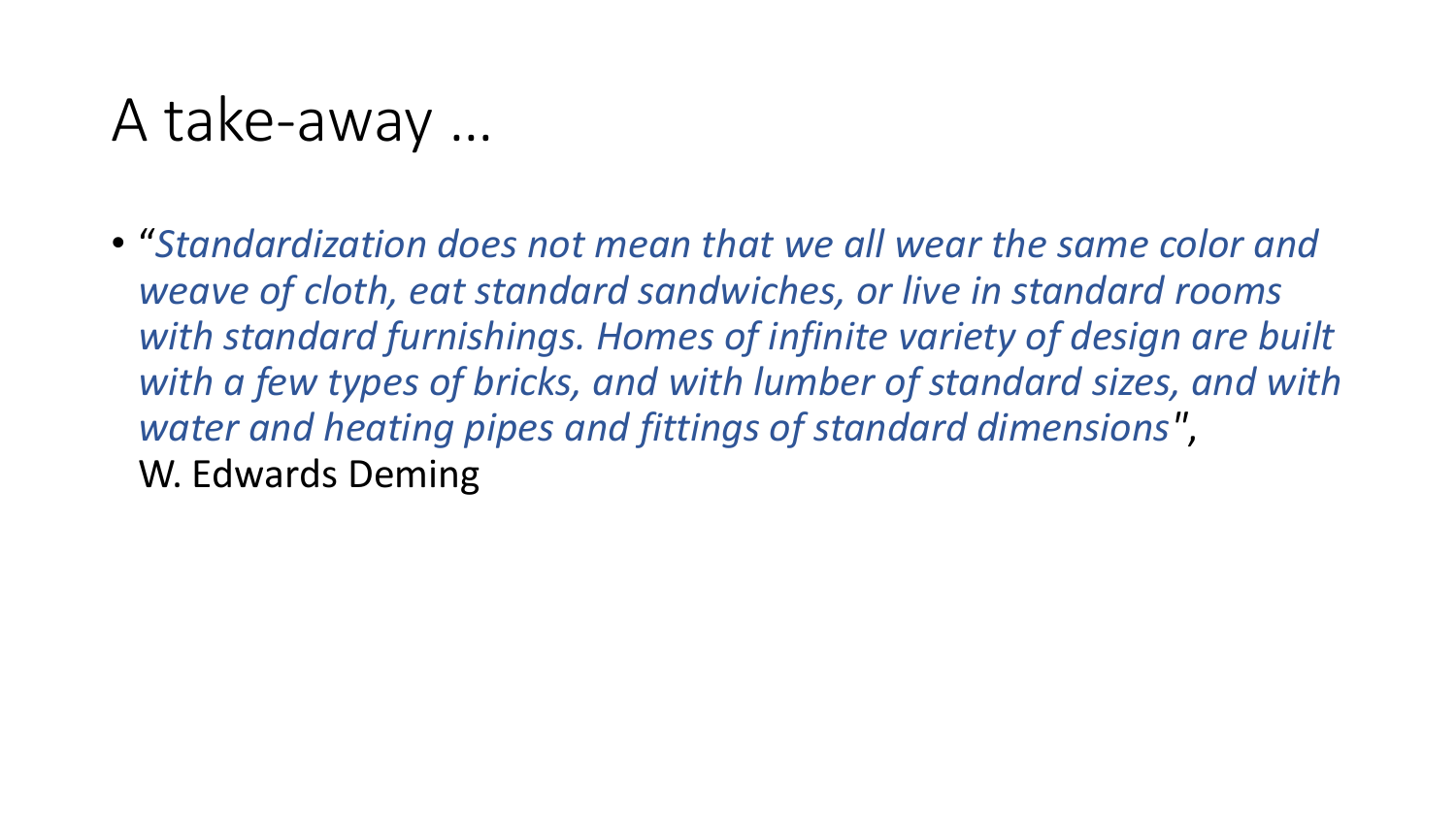# A take-away …

- "*Standardization does not mean that we all wear the same color and weave of cloth, eat standard sandwiches, or live in standard rooms with standard furnishings. Homes of infinite variety of design are built with a few types of bricks, and with lumber of standard sizes, and with water and heating pipes and fittings of standard dimensions*", W. Edwards Deming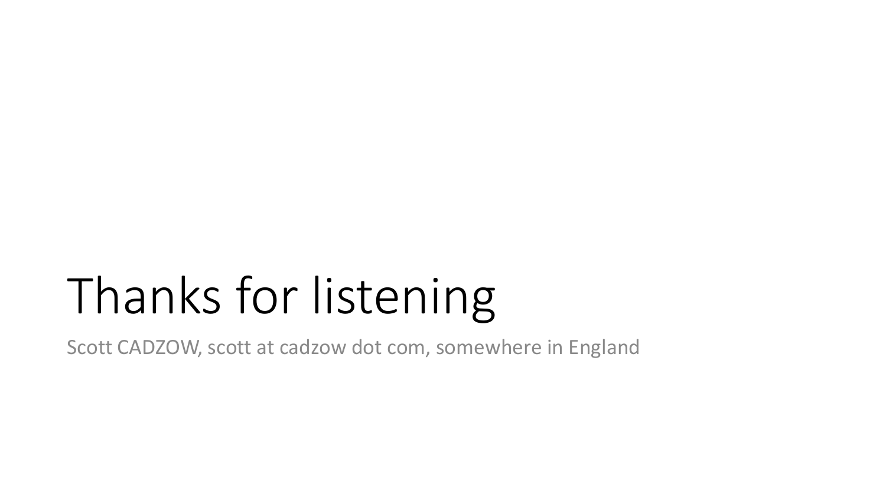# Thanks for listening

Scott CADZOW, scott at cadzow dot com, somewhere in England